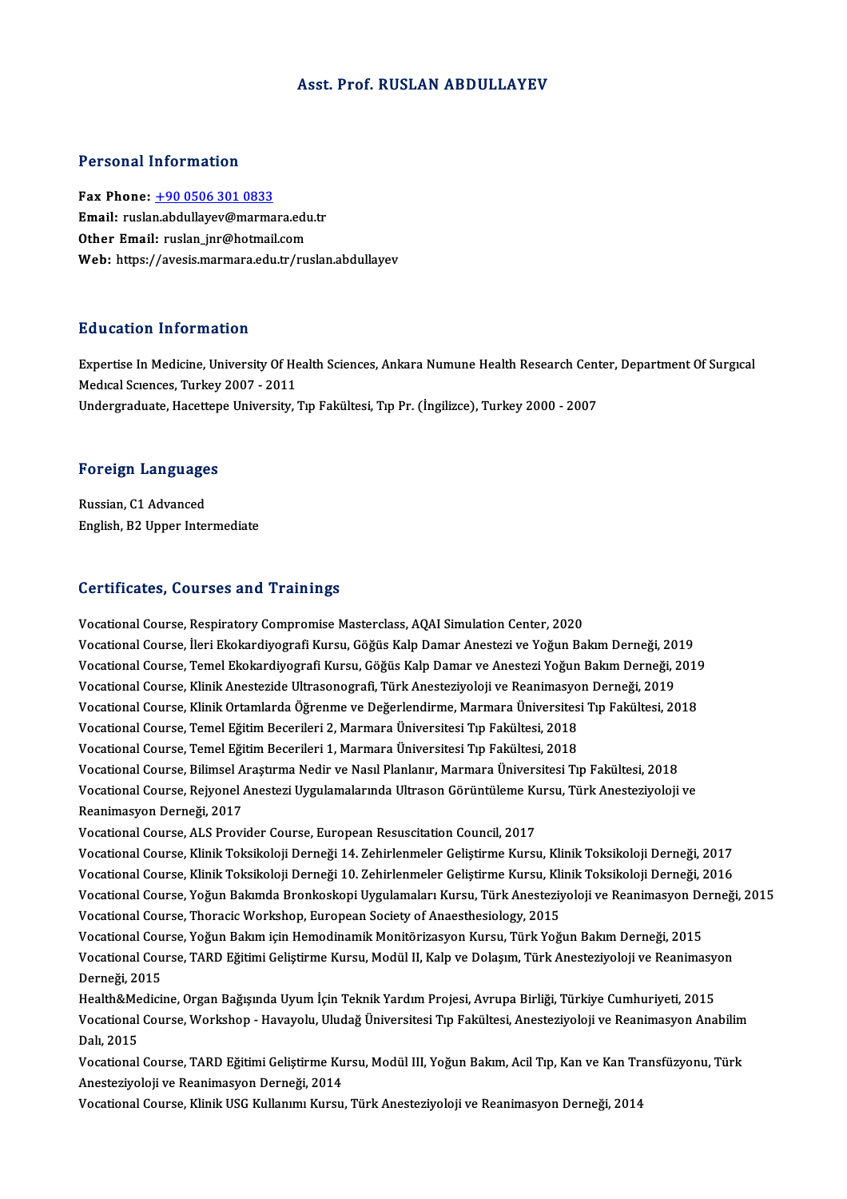# Asst. Prof. RUSLAN ABDULLAYEV

## Personal Information

**Fax Phone:** +90 0506 301 0833
**Email:** ruslan.abdullayev@marmara.edu.tr
**Other Email:** ruslan_jnr@hotmail.com
**Web:** https://avesis.marmara.edu.tr/ruslan.abdullayev

## Education Information

Expertise In Medicine, University Of Health Sciences, Ankara Numune Health Research Center, Department Of Surgıcal Medıcal Scıences, Turkey 2007 - 2011
Undergraduate, Hacettepe University, Tıp Fakültesi, Tıp Pr. (İngilizce), Turkey 2000 - 2007

## Foreign Languages

Russian, C1 Advanced
English, B2 Upper Intermediate

## Certificates, Courses and Trainings

Vocational Course, Respiratory Compromise Masterclass, AQAI Simulation Center, 2020
Vocational Course, İleri Ekokardiyografi Kursu, Göğüs Kalp Damar Anestezi ve Yoğun Bakım Derneği, 2019
Vocational Course, Temel Ekokardiyografi Kursu, Göğüs Kalp Damar ve Anestezi Yoğun Bakım Derneği, 2019
Vocational Course, Klinik Anestezide Ultrasonografi, Türk Anesteziyoloji ve Reanimasyon Derneği, 2019
Vocational Course, Klinik Ortamlarda Öğrenme ve Değerlendirme, Marmara Üniversitesi Tıp Fakültesi, 2018
Vocational Course, Temel Eğitim Becerileri 2, Marmara Üniversitesi Tıp Fakültesi, 2018
Vocational Course, Temel Eğitim Becerileri 1, Marmara Üniversitesi Tıp Fakültesi, 2018
Vocational Course, Bilimsel Araştırma Nedir ve Nasıl Planlanır, Marmara Üniversitesi Tıp Fakültesi, 2018
Vocational Course, Rejyonel Anestezi Uygulamalarında Ultrason Görüntüleme Kursu, Türk Anesteziyoloji ve Reanimasyon Derneği, 2017
Vocational Course, ALS Provider Course, European Resuscitation Council, 2017
Vocational Course, Klinik Toksikoloji Derneği 14. Zehirlenmeler Geliştirme Kursu, Klinik Toksikoloji Derneği, 2017
Vocational Course, Klinik Toksikoloji Derneği 10. Zehirlenmeler Geliştirme Kursu, Klinik Toksikoloji Derneği, 2016
Vocational Course, Yoğun Bakımda Bronkoskopi Uygulamaları Kursu, Türk Anesteziyoloji ve Reanimasyon Derneği, 2015
Vocational Course, Thoracic Workshop, European Society of Anaesthesiology, 2015
Vocational Course, Yoğun Bakım için Hemodinamik Monitörizasyon Kursu, Türk Yoğun Bakım Derneği, 2015
Vocational Course, TARD Eğitimi Geliştirme Kursu, Modül II, Kalp ve Dolaşım, Türk Anesteziyoloji ve Reanimasyon Derneği, 2015
Health&Medicine, Organ Bağışında Uyum İçin Teknik Yardım Projesi, Avrupa Birliği, Türkiye Cumhuriyeti, 2015
Vocational Course, Workshop - Havayolu, Uludağ Üniversitesi Tıp Fakültesi, Anesteziyoloji ve Reanimasyon Anabilim Dalı, 2015
Vocational Course, TARD Eğitimi Geliştirme Kursu, Modül III, Yoğun Bakım, Acil Tıp, Kan ve Kan Transfüzyonu, Türk Anesteziyoloji ve Reanimasyon Derneği, 2014
Vocational Course, Klinik USG Kullanımı Kursu, Türk Anesteziyoloji ve Reanimasyon Derneği, 2014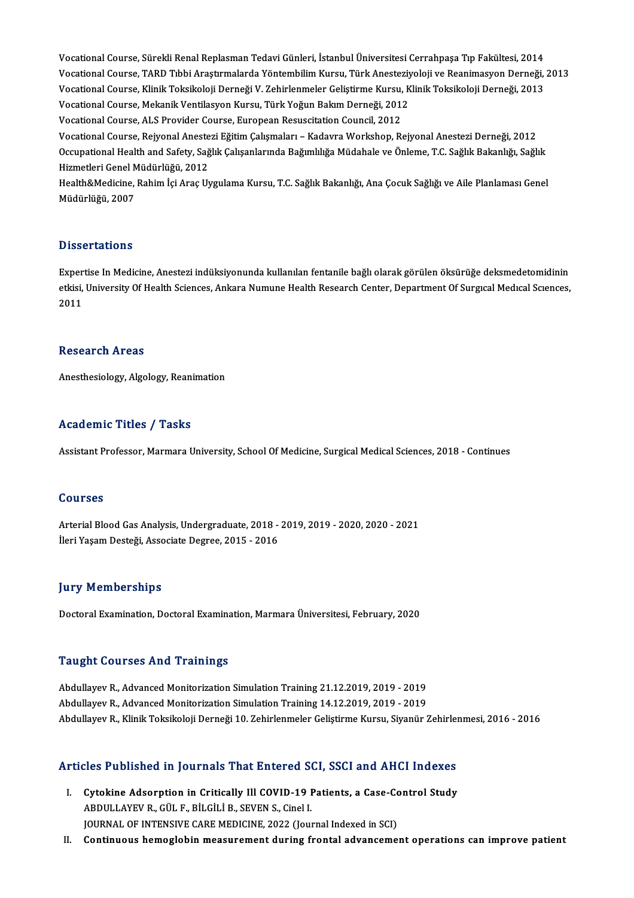Vocational Course, Sürekli Renal Replasman Tedavi Günleri, İstanbul Üniversitesi Cerrahpaşa Tıp Fakültesi, 2014
Vocational Course, TARD Tıbbi Araştırmalarda Yöntembilim Kursu, Türk Anesteziyoloji ve Reanimasyon Derneği, 2013
Vocational Course, Klinik Toksikoloji Derneği V. Zehirlenmeler Geliştirme Kursu, Klinik Toksikoloji Derneği, 2013
Vocational Course, Mekanik Ventilasyon Kursu, Türk Yoğun Bakım Derneği, 2012
Vocational Course, ALS Provider Course, European Resuscitation Council, 2012
Vocational Course, Rejyonal Anestezi Eğitim Çalışmaları – Kadavra Workshop, Rejyonal Anestezi Derneği, 2012
Occupational Health and Safety, Sağlık Çalışanlarında Bağımlılığa Müdahale ve Önleme, T.C. Sağlık Bakanlığı, Sağlık Hizmetleri Genel Müdürlüğü, 2012
Health&Medicine, Rahim İçi Araç Uygulama Kursu, T.C. Sağlık Bakanlığı, Ana Çocuk Sağlığı ve Aile Planlaması Genel Müdürlüğü, 2007

## Dissertations

Expertise In Medicine, Anestezi indüksiyonunda kullanılan fentanile bağlı olarak görülen öksürüğe deksmedetomidinin etkisi, University Of Health Sciences, Ankara Numune Health Research Center, Department Of Surgıcal Medıcal Scıences, 2011

## Research Areas

Anesthesiology, Algology, Reanimation

## Academic Titles / Tasks

Assistant Professor, Marmara University, School Of Medicine, Surgical Medical Sciences, 2018 - Continues

## Courses

Arterial Blood Gas Analysis, Undergraduate, 2018 - 2019, 2019 - 2020, 2020 - 2021
İleri Yaşam Desteği, Associate Degree, 2015 - 2016

## Jury Memberships

Doctoral Examination, Doctoral Examination, Marmara Üniversitesi, February, 2020

## Taught Courses And Trainings

Abdullayev R., Advanced Monitorization Simulation Training 21.12.2019, 2019 - 2019
Abdullayev R., Advanced Monitorization Simulation Training 14.12.2019, 2019 - 2019
Abdullayev R., Klinik Toksikoloji Derneği 10. Zehirlenmeler Geliştirme Kursu, Siyanür Zehirlenmesi, 2016 - 2016

## Articles Published in Journals That Entered SCI, SSCI and AHCI Indexes

I. **Cytokine Adsorption in Critically Ill COVID-19 Patients, a Case-Control Study**
ABDULLAYEV R., GÜL F., BİLGİLİ B., SEVEN S., Cinel I.
JOURNAL OF INTENSIVE CARE MEDICINE, 2022 (Journal Indexed in SCI)

II. **Continuous hemoglobin measurement during frontal advancement operations can improve patient**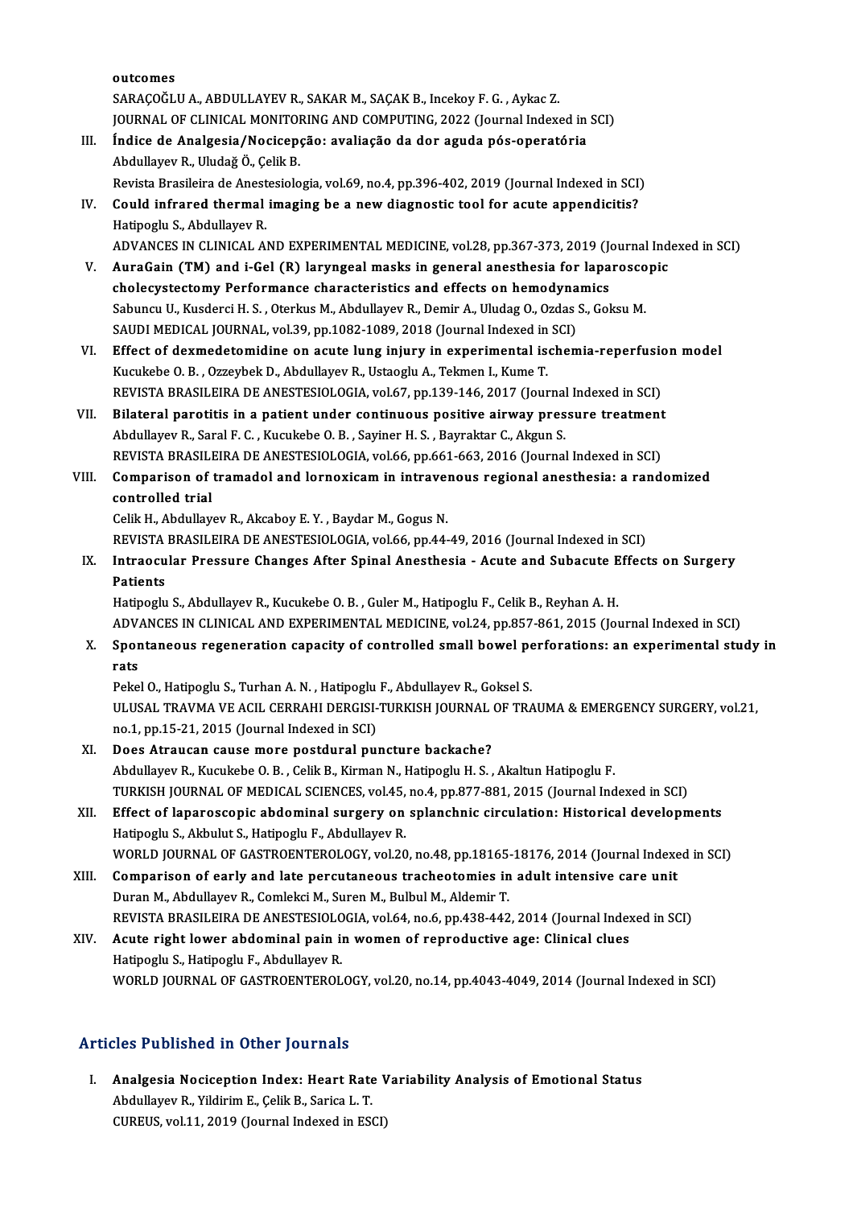outcomes
SARAÇOĞLU A., ABDULLAYEV R., SAKAR M., SAÇAK B., Incekoy F. G. , Aykac Z.
JOURNAL OF CLINICAL MONITORING AND COMPUTING, 2022 (Journal Indexed in SCI)

III. **Índice de Analgesia/Nocicepção: avaliação da dor aguda pós-operatória**
Abdullayev R., Uludağ Ö., Çelik B.
Revista Brasileira de Anestesiologia, vol.69, no.4, pp.396-402, 2019 (Journal Indexed in SCI)

IV. **Could infrared thermal imaging be a new diagnostic tool for acute appendicitis?**
Hatipoglu S., Abdullayev R.
ADVANCES IN CLINICAL AND EXPERIMENTAL MEDICINE, vol.28, pp.367-373, 2019 (Journal Indexed in SCI)

V. **AuraGain (TM) and i-Gel (R) laryngeal masks in general anesthesia for laparoscopic cholecystectomy Performance characteristics and effects on hemodynamics**
Sabuncu U., Kusderci H. S. , Oterkus M., Abdullayev R., Demir A., Uludag O., Ozdas S., Goksu M.
SAUDI MEDICAL JOURNAL, vol.39, pp.1082-1089, 2018 (Journal Indexed in SCI)

VI. **Effect of dexmedetomidine on acute lung injury in experimental ischemia-reperfusion model**
Kucukebe O. B. , Ozzeybek D., Abdullayev R., Ustaoglu A., Tekmen I., Kume T.
REVISTA BRASILEIRA DE ANESTESIOLOGIA, vol.67, pp.139-146, 2017 (Journal Indexed in SCI)

VII. **Bilateral parotitis in a patient under continuous positive airway pressure treatment**
Abdullayev R., Saral F. C. , Kucukebe O. B. , Sayiner H. S. , Bayraktar C., Akgun S.
REVISTA BRASILEIRA DE ANESTESIOLOGIA, vol.66, pp.661-663, 2016 (Journal Indexed in SCI)

VIII. **Comparison of tramadol and lornoxicam in intravenous regional anesthesia: a randomized controlled trial**
Celik H., Abdullayev R., Akcaboy E. Y. , Baydar M., Gogus N.
REVISTA BRASILEIRA DE ANESTESIOLOGIA, vol.66, pp.44-49, 2016 (Journal Indexed in SCI)

IX. **Intraocular Pressure Changes After Spinal Anesthesia - Acute and Subacute Effects on Surgery Patients**
Hatipoglu S., Abdullayev R., Kucukebe O. B. , Guler M., Hatipoglu F., Celik B., Reyhan A. H.
ADVANCES IN CLINICAL AND EXPERIMENTAL MEDICINE, vol.24, pp.857-861, 2015 (Journal Indexed in SCI)

X. **Spontaneous regeneration capacity of controlled small bowel perforations: an experimental study in rats**
Pekel O., Hatipoglu S., Turhan A. N. , Hatipoglu F., Abdullayev R., Goksel S.
ULUSAL TRAVMA VE ACIL CERRAHI DERGISI-TURKISH JOURNAL OF TRAUMA & EMERGENCY SURGERY, vol.21, no.1, pp.15-21, 2015 (Journal Indexed in SCI)

XI. **Does Atraucan cause more postdural puncture backache?**
Abdullayev R., Kucukebe O. B. , Celik B., Kirman N., Hatipoglu H. S. , Akaltun Hatipoglu F.
TURKISH JOURNAL OF MEDICAL SCIENCES, vol.45, no.4, pp.877-881, 2015 (Journal Indexed in SCI)

XII. **Effect of laparoscopic abdominal surgery on splanchnic circulation: Historical developments**
Hatipoglu S., Akbulut S., Hatipoglu F., Abdullayev R.
WORLD JOURNAL OF GASTROENTEROLOGY, vol.20, no.48, pp.18165-18176, 2014 (Journal Indexed in SCI)

XIII. **Comparison of early and late percutaneous tracheotomies in adult intensive care unit**
Duran M., Abdullayev R., Comlekci M., Suren M., Bulbul M., Aldemir T.
REVISTA BRASILEIRA DE ANESTESIOLOGIA, vol.64, no.6, pp.438-442, 2014 (Journal Indexed in SCI)

XIV. **Acute right lower abdominal pain in women of reproductive age: Clinical clues**
Hatipoglu S., Hatipoglu F., Abdullayev R.
WORLD JOURNAL OF GASTROENTEROLOGY, vol.20, no.14, pp.4043-4049, 2014 (Journal Indexed in SCI)

## Articles Published in Other Journals

I. **Analgesia Nociception Index: Heart Rate Variability Analysis of Emotional Status**
Abdullayev R., Yildirim E., Çelik B., Sarica L. T.
CUREUS, vol.11, 2019 (Journal Indexed in ESCI)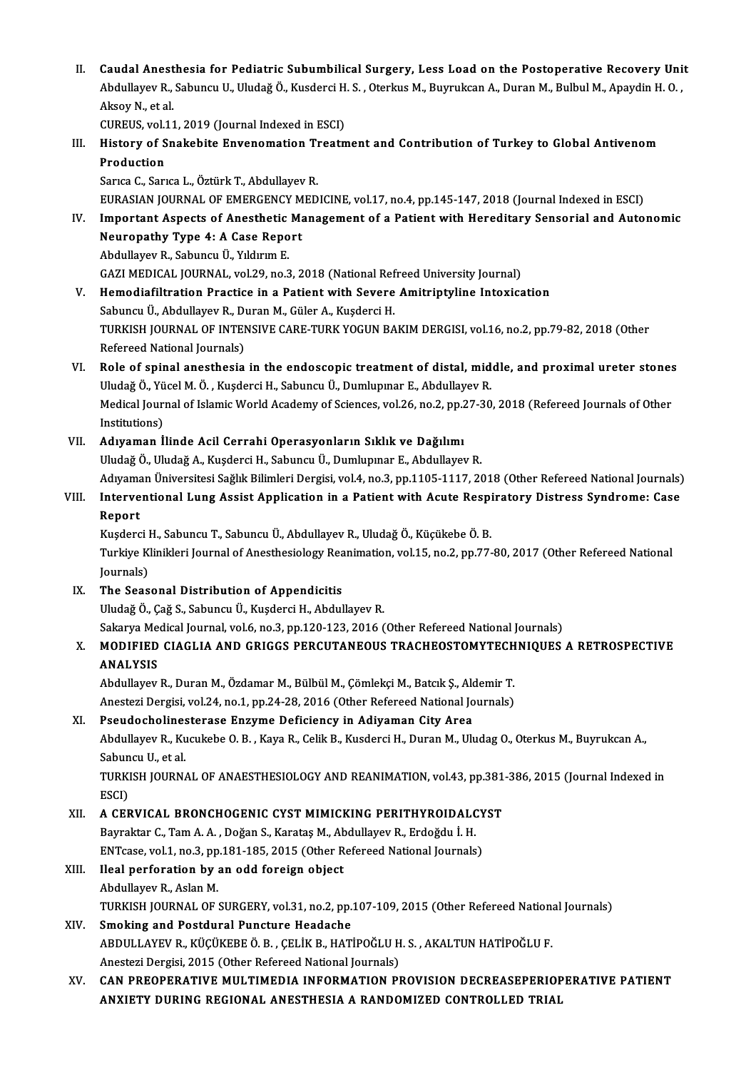II. **Caudal Anesthesia for Pediatric Subumbilical Surgery, Less Load on the Postoperative Recovery Unit**
Abdullayev R., Sabuncu U., Uludağ Ö., Kusderci H. S. , Oterkus M., Buyrukcan A., Duran M., Bulbul M., Apaydin H. O. , Aksoy N., et al.
CUREUS, vol.11, 2019 (Journal Indexed in ESCI)

III. **History of Snakebite Envenomation Treatment and Contribution of Turkey to Global Antivenom Production**
Sarıca C., Sarıca L., Öztürk T., Abdullayev R.
EURASIAN JOURNAL OF EMERGENCY MEDICINE, vol.17, no.4, pp.145-147, 2018 (Journal Indexed in ESCI)

IV. **Important Aspects of Anesthetic Management of a Patient with Hereditary Sensorial and Autonomic Neuropathy Type 4: A Case Report**
Abdullayev R., Sabuncu Ü., Yıldırım E.
GAZI MEDICAL JOURNAL, vol.29, no.3, 2018 (National Refreed University Journal)

V. **Hemodiafiltration Practice in a Patient with Severe Amitriptyline Intoxication**
Sabuncu Ü., Abdullayev R., Duran M., Güler A., Kuşderci H.
TURKISH JOURNAL OF INTENSIVE CARE-TURK YOGUN BAKIM DERGISI, vol.16, no.2, pp.79-82, 2018 (Other Refereed National Journals)

VI. **Role of spinal anesthesia in the endoscopic treatment of distal, middle, and proximal ureter stones**
Uludağ Ö., Yücel M. Ö. , Kuşderci H., Sabuncu Ü., Dumlupınar E., Abdullayev R.
Medical Journal of Islamic World Academy of Sciences, vol.26, no.2, pp.27-30, 2018 (Refereed Journals of Other Institutions)

VII. **Adıyaman İlinde Acil Cerrahi Operasyonların Sıklık ve Dağılımı**
Uludağ Ö., Uludağ A., Kuşderci H., Sabuncu Ü., Dumlupınar E., Abdullayev R.
Adıyaman Üniversitesi Sağlık Bilimleri Dergisi, vol.4, no.3, pp.1105-1117, 2018 (Other Refereed National Journals)

VIII. **Interventional Lung Assist Application in a Patient with Acute Respiratory Distress Syndrome: Case Report**
Kuşderci H., Sabuncu T., Sabuncu Ü., Abdullayev R., Uludağ Ö., Küçükebe Ö. B.
Turkiye Klinikleri Journal of Anesthesiology Reanimation, vol.15, no.2, pp.77-80, 2017 (Other Refereed National Journals)

IX. **The Seasonal Distribution of Appendicitis**
Uludağ Ö., Çağ S., Sabuncu Ü., Kuşderci H., Abdullayev R.
Sakarya Medical Journal, vol.6, no.3, pp.120-123, 2016 (Other Refereed National Journals)

X. **MODIFIED CIAGLIA AND GRIGGS PERCUTANEOUS TRACHEOSTOMYTECHNIQUES A RETROSPECTIVE ANALYSIS**
Abdullayev R., Duran M., Özdamar M., Bülbül M., Çömlekçi M., Batcık Ş., Aldemir T.
Anestezi Dergisi, vol.24, no.1, pp.24-28, 2016 (Other Refereed National Journals)

XI. **Pseudocholinesterase Enzyme Deficiency in Adiyaman City Area**
Abdullayev R., Kucukebe O. B. , Kaya R., Celik B., Kusderci H., Duran M., Uludag O., Oterkus M., Buyrukcan A., Sabuncu U., et al.
TURKISH JOURNAL OF ANAESTHESIOLOGY AND REANIMATION, vol.43, pp.381-386, 2015 (Journal Indexed in ESCI)

XII. **A CERVICAL BRONCHOGENIC CYST MIMICKING PERITHYROIDALCYST**
Bayraktar C., Tam A. A. , Doğan S., Karataş M., Abdullayev R., Erdoğdu İ. H.
ENTcase, vol.1, no.3, pp.181-185, 2015 (Other Refereed National Journals)

XIII. **Ileal perforation by an odd foreign object**
Abdullayev R., Aslan M.
TURKISH JOURNAL OF SURGERY, vol.31, no.2, pp.107-109, 2015 (Other Refereed National Journals)

XIV. **Smoking and Postdural Puncture Headache**
ABDULLAYEV R., KÜÇÜKEBE Ö. B. , ÇELİK B., HATİPOĞLU H. S. , AKALTUN HATİPOĞLU F.
Anestezi Dergisi, 2015 (Other Refereed National Journals)

XV. **CAN PREOPERATIVE MULTIMEDIA INFORMATION PROVISION DECREASEPERIOPERATIVE PATIENT ANXIETY DURING REGIONAL ANESTHESIA A RANDOMIZED CONTROLLED TRIAL**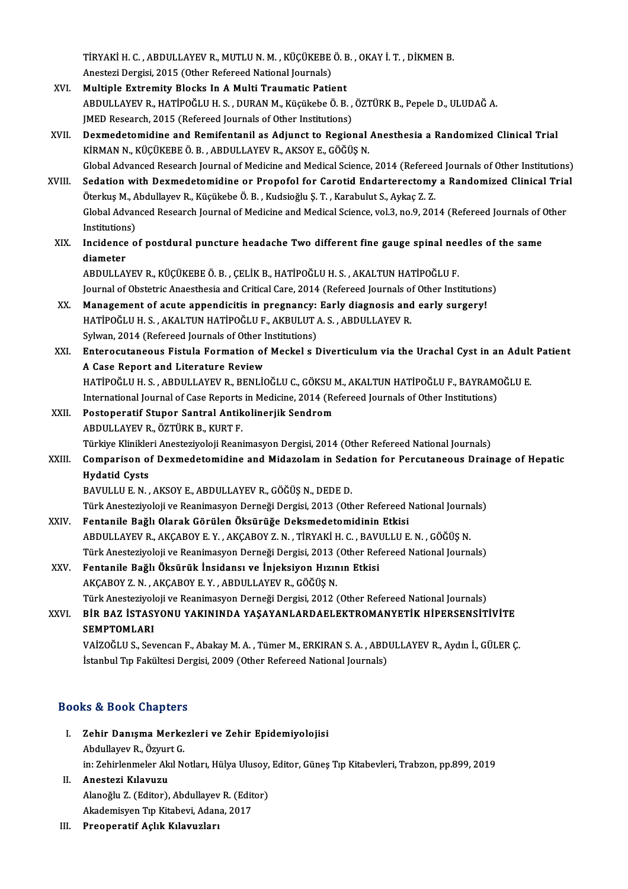TİRYAKİ H. C. , ABDULLAYEV R., MUTLU N. M. , KÜÇÜKEBE Ö. B. , OKAY İ. T. , DİKMEN B.
Anestezi Dergisi, 2015 (Other Refereed National Journals)

XVI. **Multiple Extremity Blocks In A Multi Traumatic Patient**
ABDULLAYEV R., HATİPOĞLU H. S. , DURAN M., Küçükebe Ö. B. , ÖZTÜRK B., Pepele D., ULUDAĞ A.
JMED Research, 2015 (Refereed Journals of Other Institutions)

XVII. **Dexmedetomidine and Remifentanil as Adjunct to Regional Anesthesia a Randomized Clinical Trial**
KİRMAN N., KÜÇÜKEBE Ö. B. , ABDULLAYEV R., AKSOY E., GÖĞÜŞ N.
Global Advanced Research Journal of Medicine and Medical Science, 2014 (Refereed Journals of Other Institutions)

XVIII. **Sedation with Dexmedetomidine or Propofol for Carotid Endarterectomy a Randomized Clinical Trial**
Öterkuş M., Abdullayev R., Küçükebe Ö. B. , Kudsioğlu Ş. T. , Karabulut S., Aykaç Z. Z.
Global Advanced Research Journal of Medicine and Medical Science, vol.3, no.9, 2014 (Refereed Journals of Other Institutions)

XIX. **Incidence of postdural puncture headache Two different fine gauge spinal needles of the same diameter**
ABDULLAYEV R., KÜÇÜKEBE Ö. B. , ÇELİK B., HATİPOĞLU H. S. , AKALTUN HATİPOĞLU F.
Journal of Obstetric Anaesthesia and Critical Care, 2014 (Refereed Journals of Other Institutions)

XX. **Management of acute appendicitis in pregnancy: Early diagnosis and early surgery!**
HATİPOĞLU H. S. , AKALTUN HATİPOĞLU F., AKBULUT A. S. , ABDULLAYEV R.
Sylwan, 2014 (Refereed Journals of Other Institutions)

XXI. **Enterocutaneous Fistula Formation of Meckel s Diverticulum via the Urachal Cyst in an Adult Patient A Case Report and Literature Review**
HATİPOĞLU H. S. , ABDULLAYEV R., BENLİOĞLU C., GÖKSU M., AKALTUN HATİPOĞLU F., BAYRAMOĞLU E.
International Journal of Case Reports in Medicine, 2014 (Refereed Journals of Other Institutions)

XXII. **Postoperatif Stupor Santral Antikolinerjik Sendrom**
ABDULLAYEV R., ÖZTÜRK B., KURT F.
Türkiye Klinikleri Anesteziyoloji Reanimasyon Dergisi, 2014 (Other Refereed National Journals)

XXIII. **Comparison of Dexmedetomidine and Midazolam in Sedation for Percutaneous Drainage of Hepatic Hydatid Cysts**
BAVULLU E. N. , AKSOY E., ABDULLAYEV R., GÖĞÜŞ N., DEDE D.
Türk Anesteziyoloji ve Reanimasyon Derneği Dergisi, 2013 (Other Refereed National Journals)

XXIV. **Fentanile Bağlı Olarak Görülen Öksürüğe Deksmedetomidinin Etkisi**
ABDULLAYEV R., AKÇABOY E. Y. , AKÇABOY Z. N. , TİRYAKİ H. C. , BAVULLU E. N. , GÖĞÜŞ N.
Türk Anesteziyoloji ve Reanimasyon Derneği Dergisi, 2013 (Other Refereed National Journals)

XXV. **Fentanile Bağlı Öksürük İnsidansı ve İnjeksiyon Hızının Etkisi**
AKÇABOY Z. N. , AKÇABOY E. Y. , ABDULLAYEV R., GÖĞÜŞ N.
Türk Anesteziyoloji ve Reanimasyon Derneği Dergisi, 2012 (Other Refereed National Journals)

XXVI. **BİR BAZ İSTASYONU YAKININDA YAŞAYANLARDAELEKTROMANYETİK HİPERSENSİTİVİTE SEMPTOMLARI**
VAİZOĞLU S., Sevencan F., Abakay M. A. , Tümer M., ERKIRAN S. A. , ABDULLAYEV R., Aydın İ., GÜLER Ç.
İstanbul Tıp Fakültesi Dergisi, 2009 (Other Refereed National Journals)

## Books & Book Chapters

I. **Zehir Danışma Merkezleri ve Zehir Epidemiyolojisi**
Abdullayev R., Özyurt G.
in: Zehirlenmeler Akıl Notları, Hülya Ulusoy, Editor, Güneş Tıp Kitabevleri, Trabzon, pp.899, 2019

II. **Anestezi Kılavuzu**
Alanoğlu Z. (Editor), Abdullayev R. (Editor)
Akademisyen Tıp Kitabevi, Adana, 2017

III. **Preoperatif Açlık Kılavuzları**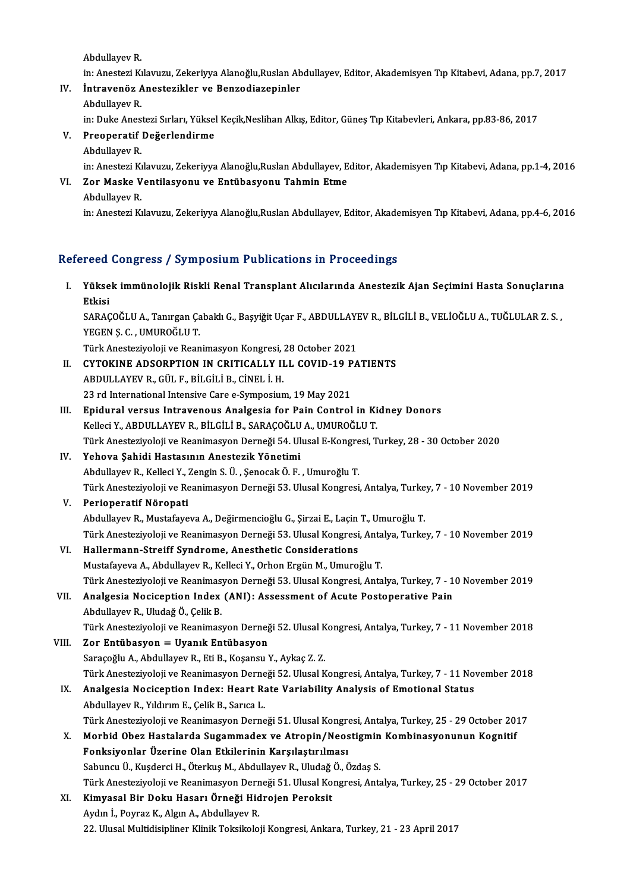Abdullayev R.

in: Anestezi Kılavuzu, Zekeriyya Alanoğlu,Ruslan Abdullayev, Editor, Akademisyen Tıp Kitabevi, Adana, pp.7, 2017

IV. **İntravenöz Anestezikler ve Benzodiazepinler**

Abdullayev R.

in: Duke Anestezi Sırları, Yüksel Keçik,Neslihan Alkış, Editor, Güneş Tıp Kitabevleri, Ankara, pp.83-86, 2017

V. **Preoperatif Değerlendirme**

Abdullayev R.

in: Anestezi Kılavuzu, Zekeriyya Alanoğlu,Ruslan Abdullayev, Editor, Akademisyen Tıp Kitabevi, Adana, pp.1-4, 2016

VI. **Zor Maske Ventilasyonu ve Entübasyonu Tahmin Etme**

Abdullayev R.

in: Anestezi Kılavuzu, Zekeriyya Alanoğlu,Ruslan Abdullayev, Editor, Akademisyen Tıp Kitabevi, Adana, pp.4-6, 2016

## Refereed Congress / Symposium Publications in Proceedings

I. **Yüksek immünolojik Riskli Renal Transplant Alıcılarında Anestezik Ajan Seçimini Hasta Sonuçlarına Etkisi**

SARAÇOĞLU A., Tanırgan Çabaklı G., Başyiğit Uçar F., ABDULLAYEV R., BİLGİLİ B., VELİOĞLU A., TUĞLULAR Z. S., YEGEN Ş. C. , UMUROĞLU T.

Türk Anesteziyoloji ve Reanimasyon Kongresi, 28 October 2021

II. **CYTOKINE ADSORPTION IN CRITICALLY ILL COVID-19 PATIENTS**

ABDULLAYEV R., GÜL F., BİLGİLİ B., CİNEL İ. H.

23 rd International Intensive Care e-Symposium, 19 May 2021

III. **Epidural versus Intravenous Analgesia for Pain Control in Kidney Donors**

Kelleci Y., ABDULLAYEV R., BİLGİLİ B., SARAÇOĞLU A., UMUROĞLU T.

Türk Anesteziyoloji ve Reanimasyon Derneği 54. Ulusal E-Kongresi, Turkey, 28 - 30 October 2020

IV. **Yehova Şahidi Hastasının Anestezik Yönetimi**

Abdullayev R., Kelleci Y., Zengin S. Ü. , Şenocak Ö. F. , Umuroğlu T.

Türk Anesteziyoloji ve Reanimasyon Derneği 53. Ulusal Kongresi, Antalya, Turkey, 7 - 10 November 2019

V. **Perioperatif Nöropati**

Abdullayev R., Mustafayeva A., Değirmencioğlu G., Şirzai E., Laçin T., Umuroğlu T.

Türk Anesteziyoloji ve Reanimasyon Derneği 53. Ulusal Kongresi, Antalya, Turkey, 7 - 10 November 2019

VI. **Hallermann-Streiff Syndrome, Anesthetic Considerations**

Mustafayeva A., Abdullayev R., Kelleci Y., Orhon Ergün M., Umuroğlu T.

Türk Anesteziyoloji ve Reanimasyon Derneği 53. Ulusal Kongresi, Antalya, Turkey, 7 - 10 November 2019

VII. **Analgesia Nociception Index (ANI): Assessment of Acute Postoperative Pain**

Abdullayev R., Uludağ Ö., Çelik B.

Türk Anesteziyoloji ve Reanimasyon Derneği 52. Ulusal Kongresi, Antalya, Turkey, 7 - 11 November 2018

VIII. **Zor Entübasyon = Uyanık Entübasyon**

Saraçoğlu A., Abdullayev R., Eti B., Koşansu Y., Aykaç Z. Z.

Türk Anesteziyoloji ve Reanimasyon Derneği 52. Ulusal Kongresi, Antalya, Turkey, 7 - 11 November 2018

IX. **Analgesia Nociception Index: Heart Rate Variability Analysis of Emotional Status**

Abdullayev R., Yıldırım E., Çelik B., Sarıca L.

Türk Anesteziyoloji ve Reanimasyon Derneği 51. Ulusal Kongresi, Antalya, Turkey, 25 - 29 October 2017

X. **Morbid Obez Hastalarda Sugammadex ve Atropin/Neostigmin Kombinasyonunun Kognitif Fonksiyonlar Üzerine Olan Etkilerinin Karşılaştırılması**

Sabuncu Ü., Kuşderci H., Öterkuş M., Abdullayev R., Uludağ Ö., Özdaş S.

Türk Anesteziyoloji ve Reanimasyon Derneği 51. Ulusal Kongresi, Antalya, Turkey, 25 - 29 October 2017

XI. **Kimyasal Bir Doku Hasarı Örneği Hidrojen Peroksit**

Aydın İ., Poyraz K., Algın A., Abdullayev R.

22. Ulusal Multidisipliner Klinik Toksikoloji Kongresi, Ankara, Turkey, 21 - 23 April 2017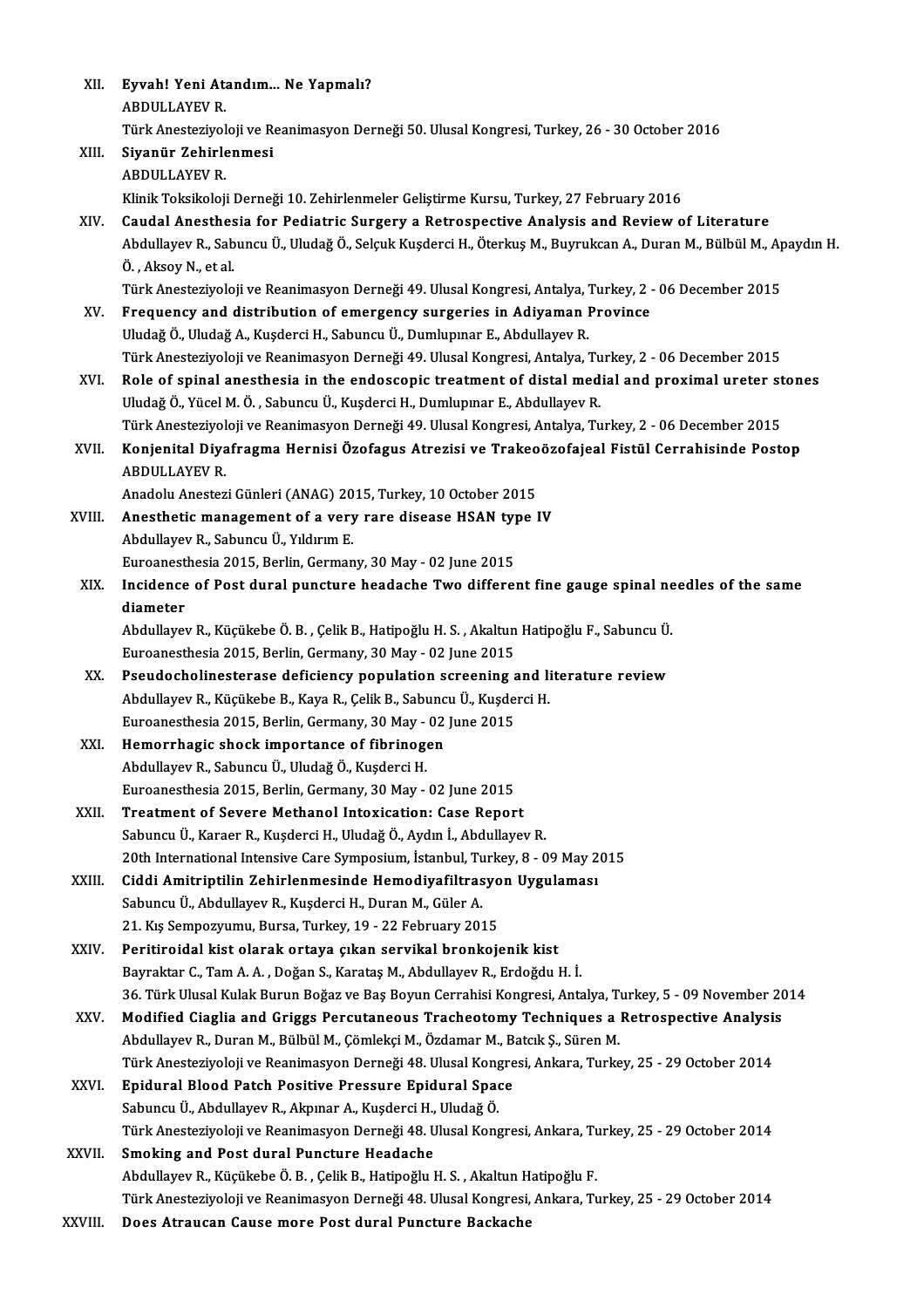XII. **Eyvah! Yeni Atandım... Ne Yapmalı?**
ABDULLAYEV R.
Türk Anesteziyoloji ve Reanimasyon Derneği 50. Ulusal Kongresi, Turkey, 26 - 30 October 2016

XIII. **Siyanür Zehirlenmesi**
ABDULLAYEV R.
Klinik Toksikoloji Derneği 10. Zehirlenmeler Geliştirme Kursu, Turkey, 27 February 2016

XIV. **Caudal Anesthesia for Pediatric Surgery a Retrospective Analysis and Review of Literature**
Abdullayev R., Sabuncu Ü., Uludağ Ö., Selçuk Kuşderci H., Öterkuş M., Buyrukcan A., Duran M., Bülbül M., Apaydın H. Ö. , Aksoy N., et al.
Türk Anesteziyoloji ve Reanimasyon Derneği 49. Ulusal Kongresi, Antalya, Turkey, 2 - 06 December 2015

XV. **Frequency and distribution of emergency surgeries in Adiyaman Province**
Uludağ Ö., Uludağ A., Kuşderci H., Sabuncu Ü., Dumlupınar E., Abdullayev R.
Türk Anesteziyoloji ve Reanimasyon Derneği 49. Ulusal Kongresi, Antalya, Turkey, 2 - 06 December 2015

XVI. **Role of spinal anesthesia in the endoscopic treatment of distal medial and proximal ureter stones**
Uludağ Ö., Yücel M. Ö. , Sabuncu Ü., Kuşderci H., Dumlupınar E., Abdullayev R.
Türk Anesteziyoloji ve Reanimasyon Derneği 49. Ulusal Kongresi, Antalya, Turkey, 2 - 06 December 2015

XVII. **Konjenital Diyafragma Hernisi Özofagus Atrezisi ve Trakeoözofajeal Fistül Cerrahisinde Postop**
ABDULLAYEV R.
Anadolu Anestezi Günleri (ANAG) 2015, Turkey, 10 October 2015

XVIII. **Anesthetic management of a very rare disease HSAN type IV**
Abdullayev R., Sabuncu Ü., Yıldırım E.
Euroanesthesia 2015, Berlin, Germany, 30 May - 02 June 2015

XIX. **Incidence of Post dural puncture headache Two different fine gauge spinal needles of the same diameter**
Abdullayev R., Küçükebe Ö. B. , Çelik B., Hatipoğlu H. S. , Akaltun Hatipoğlu F., Sabuncu Ü.
Euroanesthesia 2015, Berlin, Germany, 30 May - 02 June 2015

XX. **Pseudocholinesterase deficiency population screening and literature review**
Abdullayev R., Küçükebe B., Kaya R., Çelik B., Sabuncu Ü., Kuşderci H.
Euroanesthesia 2015, Berlin, Germany, 30 May - 02 June 2015

XXI. **Hemorrhagic shock importance of fibrinogen**
Abdullayev R., Sabuncu Ü., Uludağ Ö., Kuşderci H.
Euroanesthesia 2015, Berlin, Germany, 30 May - 02 June 2015

XXII. **Treatment of Severe Methanol Intoxication: Case Report**
Sabuncu Ü., Karaer R., Kuşderci H., Uludağ Ö., Aydın İ., Abdullayev R.
20th International Intensive Care Symposium, İstanbul, Turkey, 8 - 09 May 2015

XXIII. **Ciddi Amitriptilin Zehirlenmesinde Hemodiyafiltrasyon Uygulaması**
Sabuncu Ü., Abdullayev R., Kuşderci H., Duran M., Güler A.
21. Kış Sempozyumu, Bursa, Turkey, 19 - 22 February 2015

XXIV. **Peritiroidal kist olarak ortaya çıkan servikal bronkojenik kist**
Bayraktar C., Tam A. A. , Doğan S., Karataş M., Abdullayev R., Erdoğdu H. İ.
36. Türk Ulusal Kulak Burun Boğaz ve Baş Boyun Cerrahisi Kongresi, Antalya, Turkey, 5 - 09 November 2014

XXV. **Modified Ciaglia and Griggs Percutaneous Tracheotomy Techniques a Retrospective Analysis**
Abdullayev R., Duran M., Bülbül M., Çömlekçi M., Özdamar M., Batcık Ş., Süren M.
Türk Anesteziyoloji ve Reanimasyon Derneği 48. Ulusal Kongresi, Ankara, Turkey, 25 - 29 October 2014

XXVI. **Epidural Blood Patch Positive Pressure Epidural Space**
Sabuncu Ü., Abdullayev R., Akpınar A., Kuşderci H., Uludağ Ö.
Türk Anesteziyoloji ve Reanimasyon Derneği 48. Ulusal Kongresi, Ankara, Turkey, 25 - 29 October 2014

XXVII. **Smoking and Post dural Puncture Headache**
Abdullayev R., Küçükebe Ö. B. , Çelik B., Hatipoğlu H. S. , Akaltun Hatipoğlu F.
Türk Anesteziyoloji ve Reanimasyon Derneği 48. Ulusal Kongresi, Ankara, Turkey, 25 - 29 October 2014

XXVIII. **Does Atraucan Cause more Post dural Puncture Backache**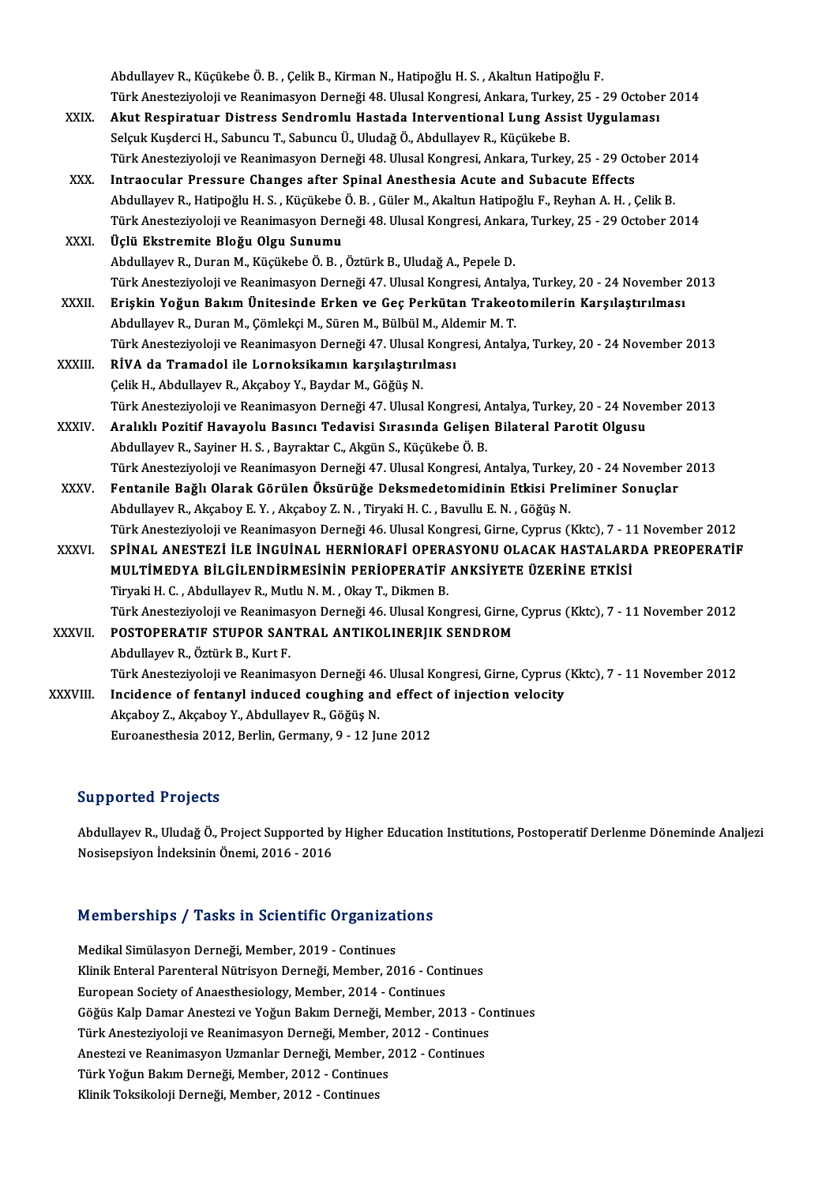Abdullayev R., Küçükebe Ö. B. , Çelik B., Kirman N., Hatipoğlu H. S. , Akaltun Hatipoğlu F.
Türk Anesteziyoloji ve Reanimasyon Derneği 48. Ulusal Kongresi, Ankara, Turkey, 25 - 29 October 2014

XXIX. **Akut Respiratuar Distress Sendromlu Hastada Interventional Lung Assist Uygulaması**
Selçuk Kuşderci H., Sabuncu T., Sabuncu Ü., Uludağ Ö., Abdullayev R., Küçükebe B.
Türk Anesteziyoloji ve Reanimasyon Derneği 48. Ulusal Kongresi, Ankara, Turkey, 25 - 29 October 2014

XXX. **Intraocular Pressure Changes after Spinal Anesthesia Acute and Subacute Effects**
Abdullayev R., Hatipoğlu H. S. , Küçükebe Ö. B. , Güler M., Akaltun Hatipoğlu F., Reyhan A. H. , Çelik B.
Türk Anesteziyoloji ve Reanimasyon Derneği 48. Ulusal Kongresi, Ankara, Turkey, 25 - 29 October 2014

XXXI. **Üçlü Ekstremite Bloğu Olgu Sunumu**
Abdullayev R., Duran M., Küçükebe Ö. B. , Öztürk B., Uludağ A., Pepele D.
Türk Anesteziyoloji ve Reanimasyon Derneği 47. Ulusal Kongresi, Antalya, Turkey, 20 - 24 November 2013

XXXII. **Erişkin Yoğun Bakım Ünitesinde Erken ve Geç Perkütan Trakeotomilerin Karşılaştırılması**
Abdullayev R., Duran M., Çömlekçi M., Süren M., Bülbül M., Aldemir M. T.
Türk Anesteziyoloji ve Reanimasyon Derneği 47. Ulusal Kongresi, Antalya, Turkey, 20 - 24 November 2013

XXXIII. **RİVA da Tramadol ile Lornoksikamın karşılaştırılması**
Çelik H., Abdullayev R., Akçaboy Y., Baydar M., Göğüş N.
Türk Anesteziyoloji ve Reanimasyon Derneği 47. Ulusal Kongresi, Antalya, Turkey, 20 - 24 November 2013

XXXIV. **Aralıklı Pozitif Havayolu Basıncı Tedavisi Sırasında Gelişen Bilateral Parotit Olgusu**
Abdullayev R., Sayiner H. S. , Bayraktar C., Akgün S., Küçükebe Ö. B.
Türk Anesteziyoloji ve Reanimasyon Derneği 47. Ulusal Kongresi, Antalya, Turkey, 20 - 24 November 2013

XXXV. **Fentanile Bağlı Olarak Görülen Öksürüğe Deksmedetomidinin Etkisi Preliminer Sonuçlar**
Abdullayev R., Akçaboy E. Y. , Akçaboy Z. N. , Tiryaki H. C. , Bavullu E. N. , Göğüş N.
Türk Anesteziyoloji ve Reanimasyon Derneği 46. Ulusal Kongresi, Girne, Cyprus (Kktc), 7 - 11 November 2012

XXXVI. **SPİNAL ANESTEZİ İLE İNGUİNAL HERNİORAFİ OPERASYONU OLACAK HASTALARDA PREOPERATİF MULTİMEDYA BİLGİLENDİRMESİNİN PERİOPERATİF ANKSİYETE ÜZERİNE ETKİSİ**
Tiryaki H. C. , Abdullayev R., Mutlu N. M. , Okay T., Dikmen B.
Türk Anesteziyoloji ve Reanimasyon Derneği 46. Ulusal Kongresi, Girne, Cyprus (Kktc), 7 - 11 November 2012

XXXVII. **POSTOPERATIF STUPOR SANTRAL ANTIKOLINERJIK SENDROM**
Abdullayev R., Öztürk B., Kurt F.
Türk Anesteziyoloji ve Reanimasyon Derneği 46. Ulusal Kongresi, Girne, Cyprus (Kktc), 7 - 11 November 2012

XXXVIII. **Incidence of fentanyl induced coughing and effect of injection velocity**
Akçaboy Z., Akçaboy Y., Abdullayev R., Göğüş N.
Euroanesthesia 2012, Berlin, Germany, 9 - 12 June 2012

## Supported Projects

Abdullayev R., Uludağ Ö., Project Supported by Higher Education Institutions, Postoperatif Derlenme Döneminde Analjezi Nosisepsiyon İndeksinin Önemi, 2016 - 2016

## Memberships / Tasks in Scientific Organizations

Medikal Simülasyon Derneği, Member, 2019 - Continues
Klinik Enteral Parenteral Nütrisyon Derneği, Member, 2016 - Continues
European Society of Anaesthesiology, Member, 2014 - Continues
Göğüs Kalp Damar Anestezi ve Yoğun Bakım Derneği, Member, 2013 - Continues
Türk Anesteziyoloji ve Reanimasyon Derneği, Member, 2012 - Continues
Anestezi ve Reanimasyon Uzmanlar Derneği, Member, 2012 - Continues
Türk Yoğun Bakım Derneği, Member, 2012 - Continues
Klinik Toksikoloji Derneği, Member, 2012 - Continues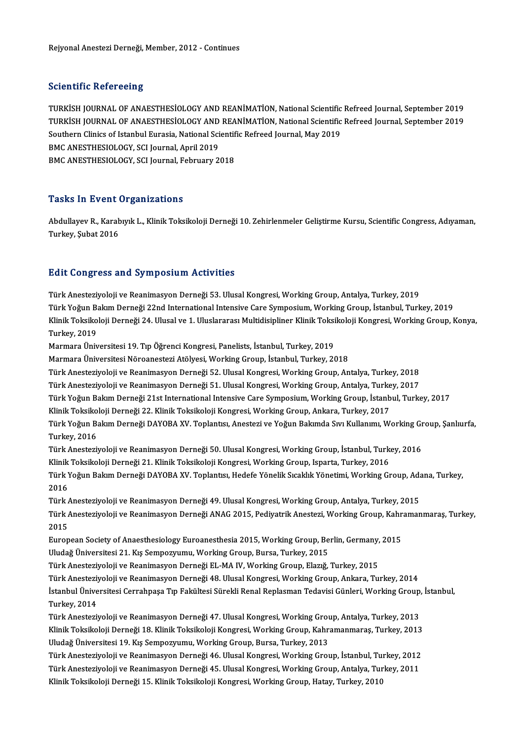Rejyonal Anestezi Derneği, Member, 2012 - Continues

## Scientific Refereeing

TURKİSH JOURNAL OF ANAESTHESİOLOGY AND REANİMATİON, National Scientific Refreed Journal, September 2019
TURKİSH JOURNAL OF ANAESTHESİOLOGY AND REANİMATİON, National Scientific Refreed Journal, September 2019
Southern Clinics of Istanbul Eurasia, National Scientific Refreed Journal, May 2019
BMC ANESTHESIOLOGY, SCI Journal, April 2019
BMC ANESTHESIOLOGY, SCI Journal, February 2018

## Tasks In Event Organizations

Abdullayev R., Karabıyık L., Klinik Toksikoloji Derneği 10. Zehirlenmeler Geliştirme Kursu, Scientific Congress, Adıyaman, Turkey, Şubat 2016

## Edit Congress and Symposium Activities

Türk Anesteziyoloji ve Reanimasyon Derneği 53. Ulusal Kongresi, Working Group, Antalya, Turkey, 2019
Türk Yoğun Bakım Derneği 22nd International Intensive Care Symposium, Working Group, İstanbul, Turkey, 2019
Klinik Toksikoloji Derneği 24. Ulusal ve 1. Uluslararası Multidisipliner Klinik Toksikoloji Kongresi, Working Group, Konya, Turkey, 2019
Marmara Üniversitesi 19. Tıp Öğrenci Kongresi, Panelists, İstanbul, Turkey, 2019
Marmara Üniversitesi Nöroanestezi Atölyesi, Working Group, İstanbul, Turkey, 2018
Türk Anesteziyoloji ve Reanimasyon Derneği 52. Ulusal Kongresi, Working Group, Antalya, Turkey, 2018
Türk Anesteziyoloji ve Reanimasyon Derneği 51. Ulusal Kongresi, Working Group, Antalya, Turkey, 2017
Türk Yoğun Bakım Derneği 21st International Intensive Care Symposium, Working Group, İstanbul, Turkey, 2017
Klinik Toksikoloji Derneği 22. Klinik Toksikoloji Kongresi, Working Group, Ankara, Turkey, 2017
Türk Yoğun Bakım Derneği DAYOBA XV. Toplantısı, Anestezi ve Yoğun Bakımda Sıvı Kullanımı, Working Group, Şanlıurfa, Turkey, 2016
Türk Anesteziyoloji ve Reanimasyon Derneği 50. Ulusal Kongresi, Working Group, İstanbul, Turkey, 2016
Klinik Toksikoloji Derneği 21. Klinik Toksikoloji Kongresi, Working Group, Isparta, Turkey, 2016
Türk Yoğun Bakım Derneği DAYOBA XV. Toplantısı, Hedefe Yönelik Sıcaklık Yönetimi, Working Group, Adana, Turkey, 2016
Türk Anesteziyoloji ve Reanimasyon Derneği 49. Ulusal Kongresi, Working Group, Antalya, Turkey, 2015
Türk Anesteziyoloji ve Reanimasyon Derneği ANAG 2015, Pediyatrik Anestezi, Working Group, Kahramanmaraş, Turkey, 2015
European Society of Anaesthesiology Euroanesthesia 2015, Working Group, Berlin, Germany, 2015
Uludağ Üniversitesi 21. Kış Sempozyumu, Working Group, Bursa, Turkey, 2015
Türk Anesteziyoloji ve Reanimasyon Derneği EL-MA IV, Working Group, Elazığ, Turkey, 2015
Türk Anesteziyoloji ve Reanimasyon Derneği 48. Ulusal Kongresi, Working Group, Ankara, Turkey, 2014
İstanbul Üniversitesi Cerrahpaşa Tıp Fakültesi Sürekli Renal Replasman Tedavisi Günleri, Working Group, İstanbul, Turkey, 2014
Türk Anesteziyoloji ve Reanimasyon Derneği 47. Ulusal Kongresi, Working Group, Antalya, Turkey, 2013
Klinik Toksikoloji Derneği 18. Klinik Toksikoloji Kongresi, Working Group, Kahramanmaraş, Turkey, 2013
Uludağ Üniversitesi 19. Kış Sempozyumu, Working Group, Bursa, Turkey, 2013
Türk Anesteziyoloji ve Reanimasyon Derneği 46. Ulusal Kongresi, Working Group, İstanbul, Turkey, 2012
Türk Anesteziyoloji ve Reanimasyon Derneği 45. Ulusal Kongresi, Working Group, Antalya, Turkey, 2011
Klinik Toksikoloji Derneği 15. Klinik Toksikoloji Kongresi, Working Group, Hatay, Turkey, 2010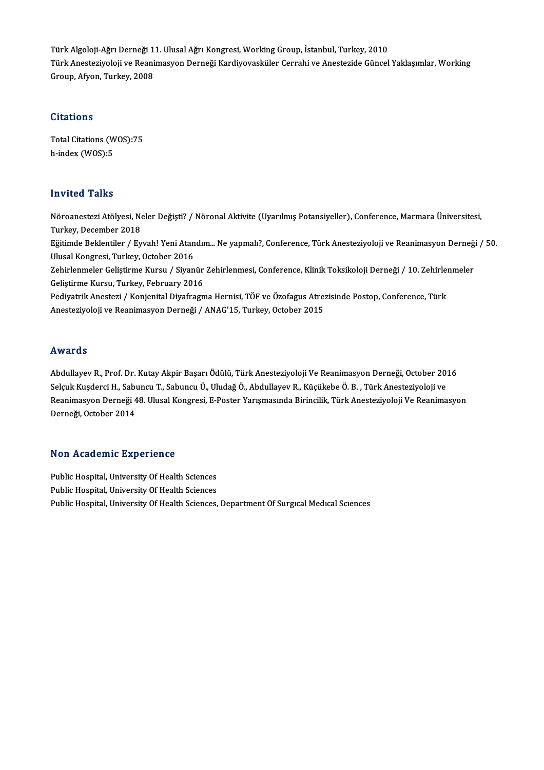Türk Algoloji-Ağrı Derneği 11. Ulusal Ağrı Kongresi, Working Group, İstanbul, Turkey, 2010
Türk Anesteziyoloji ve Reanimasyon Derneği Kardiyovasküler Cerrahi ve Anestezide Güncel Yaklaşımlar, Working Group, Afyon, Turkey, 2008

## Citations

Total Citations (WOS):75
h-index (WOS):5

## Invited Talks

Nöroanestezi Atölyesi, Neler Değişti? / Nöronal Aktivite (Uyarılmış Potansiyeller), Conference, Marmara Üniversitesi, Turkey, December 2018
Eğitimde Beklentiler / Eyvah! Yeni Atandım... Ne yapmalı?, Conference, Türk Anesteziyoloji ve Reanimasyon Derneği / 50. Ulusal Kongresi, Turkey, October 2016
Zehirlenmeler Geliştirme Kursu / Siyanür Zehirlenmesi, Conference, Klinik Toksikoloji Derneği / 10. Zehirlenmeler Geliştirme Kursu, Turkey, February 2016
Pediyatrik Anestezi / Konjenital Diyafragma Hernisi, TÖF ve Özofagus Atrezisinde Postop, Conference, Türk Anesteziyoloji ve Reanimasyon Derneği / ANAG'15, Turkey, October 2015

## Awards

Abdullayev R., Prof. Dr. Kutay Akpir Başarı Ödülü, Türk Anesteziyoloji Ve Reanimasyon Derneği, October 2016
Selçuk Kuşderci H., Sabuncu T., Sabuncu Ü., Uludağ Ö., Abdullayev R., Küçükebe Ö. B. , Türk Anesteziyoloji ve Reanimasyon Derneği 48. Ulusal Kongresi, E-Poster Yarışmasında Birincilik, Türk Anesteziyoloji Ve Reanimasyon Derneği, October 2014

## Non Academic Experience

Public Hospital, University Of Health Sciences
Public Hospital, University Of Health Sciences
Public Hospital, University Of Health Sciences, Department Of Surgıcal Medıcal Scıences